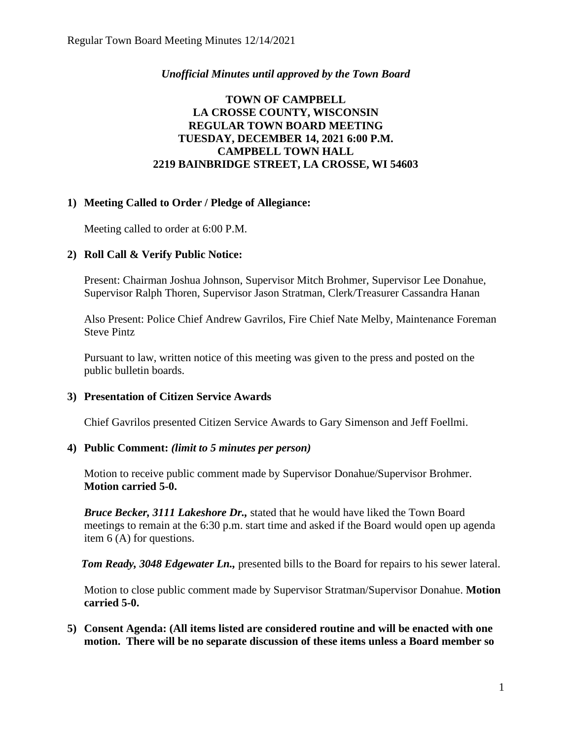*Unofficial Minutes until approved by the Town Board*

**TOWN OF CAMPBELL**
**LA CROSSE COUNTY, WISCONSIN**
**REGULAR TOWN BOARD MEETING**
**TUESDAY, DECEMBER 14, 2021 6:00 P.M.**
**CAMPBELL TOWN HALL**
**2219 BAINBRIDGE STREET, LA CROSSE, WI 54603**

**1) Meeting Called to Order / Pledge of Allegiance:**

Meeting called to order at 6:00 P.M.

**2) Roll Call & Verify Public Notice:**

Present: Chairman Joshua Johnson, Supervisor Mitch Brohmer, Supervisor Lee Donahue, Supervisor Ralph Thoren, Supervisor Jason Stratman, Clerk/Treasurer Cassandra Hanan

Also Present: Police Chief Andrew Gavrilos, Fire Chief Nate Melby, Maintenance Foreman Steve Pintz

Pursuant to law, written notice of this meeting was given to the press and posted on the public bulletin boards.

**3) Presentation of Citizen Service Awards**

Chief Gavrilos presented Citizen Service Awards to Gary Simenson and Jeff Foellmi.

**4) Public Comment:** ***(limit to 5 minutes per person)***

Motion to receive public comment made by Supervisor Donahue/Supervisor Brohmer. **Motion carried 5-0.**

***Bruce Becker, 3111 Lakeshore Dr.,*** stated that he would have liked the Town Board meetings to remain at the 6:30 p.m. start time and asked if the Board would open up agenda item 6 (A) for questions.

***Tom Ready, 3048 Edgewater Ln.,*** presented bills to the Board for repairs to his sewer lateral.

Motion to close public comment made by Supervisor Stratman/Supervisor Donahue. **Motion carried 5-0.**

**5) Consent Agenda: (All items listed are considered routine and will be enacted with one motion. There will be no separate discussion of these items unless a Board member so**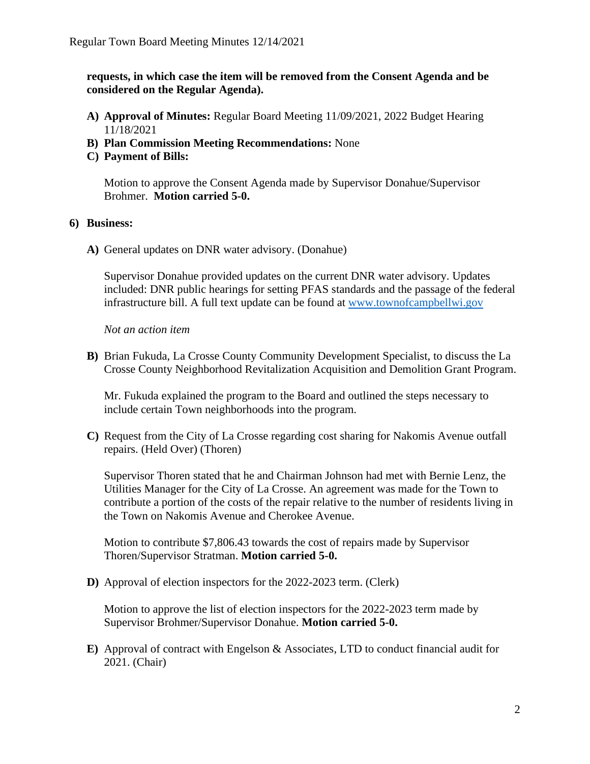**requests, in which case the item will be removed from the Consent Agenda and be considered on the Regular Agenda).**

- **A) Approval of Minutes:** Regular Board Meeting 11/09/2021, 2022 Budget Hearing 11/18/2021
- **B) Plan Commission Meeting Recommendations:** None
- **C) Payment of Bills:**

  Motion to approve the Consent Agenda made by Supervisor Donahue/Supervisor Brohmer. **Motion carried 5-0.**

**6) Business:**

**A)** General updates on DNR water advisory. (Donahue)

Supervisor Donahue provided updates on the current DNR water advisory. Updates included: DNR public hearings for setting PFAS standards and the passage of the federal infrastructure bill. A full text update can be found at [www.townofcampbellwi.gov](http://www.townofcampbellwi.gov)

*Not an action item*

**B)** Brian Fukuda, La Crosse County Community Development Specialist, to discuss the La Crosse County Neighborhood Revitalization Acquisition and Demolition Grant Program.

Mr. Fukuda explained the program to the Board and outlined the steps necessary to include certain Town neighborhoods into the program.

**C)** Request from the City of La Crosse regarding cost sharing for Nakomis Avenue outfall repairs. (Held Over) (Thoren)

Supervisor Thoren stated that he and Chairman Johnson had met with Bernie Lenz, the Utilities Manager for the City of La Crosse. An agreement was made for the Town to contribute a portion of the costs of the repair relative to the number of residents living in the Town on Nakomis Avenue and Cherokee Avenue.

Motion to contribute $7,806.43 towards the cost of repairs made by Supervisor Thoren/Supervisor Stratman. **Motion carried 5-0.**

**D)** Approval of election inspectors for the 2022-2023 term. (Clerk)

Motion to approve the list of election inspectors for the 2022-2023 term made by Supervisor Brohmer/Supervisor Donahue. **Motion carried 5-0.**

**E)** Approval of contract with Engelson & Associates, LTD to conduct financial audit for 2021. (Chair)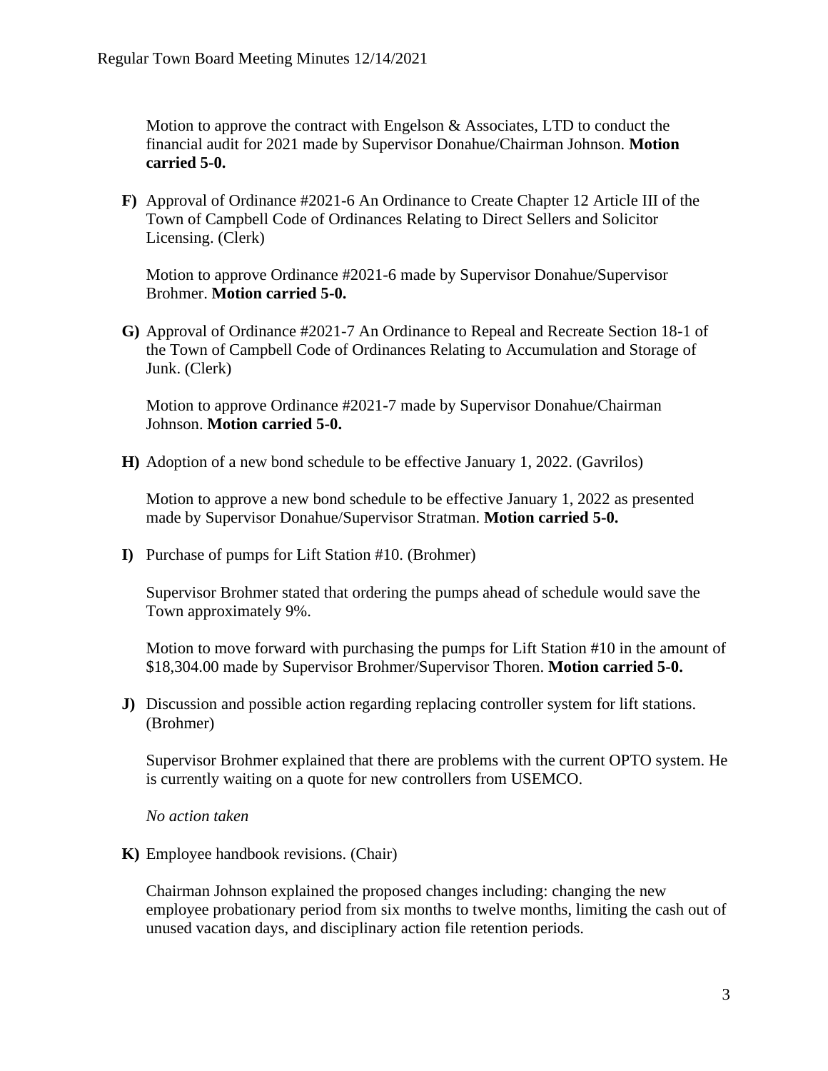Motion to approve the contract with Engelson & Associates, LTD to conduct the financial audit for 2021 made by Supervisor Donahue/Chairman Johnson. **Motion carried 5-0.**

**F)** Approval of Ordinance #2021-6 An Ordinance to Create Chapter 12 Article III of the Town of Campbell Code of Ordinances Relating to Direct Sellers and Solicitor Licensing. (Clerk)

Motion to approve Ordinance #2021-6 made by Supervisor Donahue/Supervisor Brohmer. **Motion carried 5-0.**

**G)** Approval of Ordinance #2021-7 An Ordinance to Repeal and Recreate Section 18-1 of the Town of Campbell Code of Ordinances Relating to Accumulation and Storage of Junk. (Clerk)

Motion to approve Ordinance #2021-7 made by Supervisor Donahue/Chairman Johnson. **Motion carried 5-0.**

**H)** Adoption of a new bond schedule to be effective January 1, 2022. (Gavrilos)

Motion to approve a new bond schedule to be effective January 1, 2022 as presented made by Supervisor Donahue/Supervisor Stratman. **Motion carried 5-0.**

**I)** Purchase of pumps for Lift Station #10. (Brohmer)

Supervisor Brohmer stated that ordering the pumps ahead of schedule would save the Town approximately 9%.

Motion to move forward with purchasing the pumps for Lift Station #10 in the amount of $18,304.00 made by Supervisor Brohmer/Supervisor Thoren. **Motion carried 5-0.**

**J)** Discussion and possible action regarding replacing controller system for lift stations. (Brohmer)

Supervisor Brohmer explained that there are problems with the current OPTO system. He is currently waiting on a quote for new controllers from USEMCO.

*No action taken*

**K)** Employee handbook revisions. (Chair)

Chairman Johnson explained the proposed changes including: changing the new employee probationary period from six months to twelve months, limiting the cash out of unused vacation days, and disciplinary action file retention periods.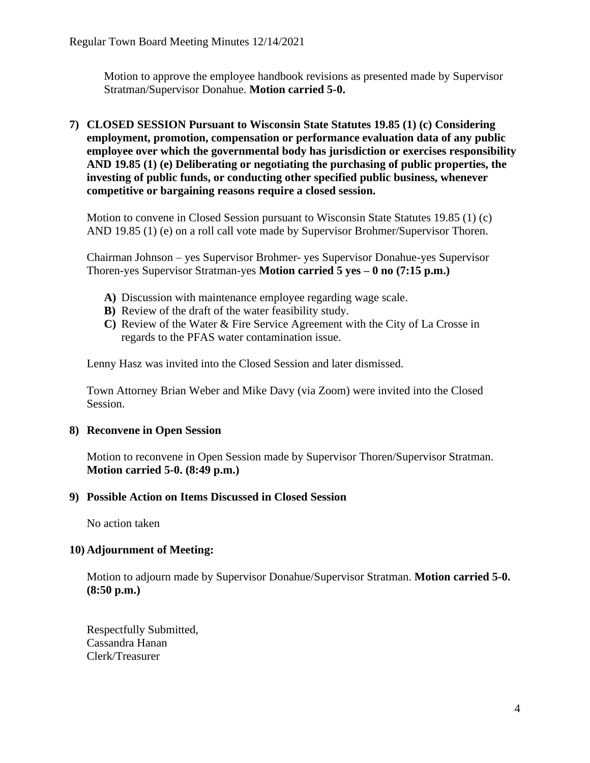Motion to approve the employee handbook revisions as presented made by Supervisor Stratman/Supervisor Donahue. **Motion carried 5-0.**

**7) CLOSED SESSION Pursuant to Wisconsin State Statutes 19.85 (1) (c) Considering employment, promotion, compensation or performance evaluation data of any public employee over which the governmental body has jurisdiction or exercises responsibility AND 19.85 (1) (e) Deliberating or negotiating the purchasing of public properties, the investing of public funds, or conducting other specified public business, whenever competitive or bargaining reasons require a closed session.**

Motion to convene in Closed Session pursuant to Wisconsin State Statutes 19.85 (1) (c) AND 19.85 (1) (e) on a roll call vote made by Supervisor Brohmer/Supervisor Thoren.

Chairman Johnson – yes Supervisor Brohmer- yes Supervisor Donahue-yes Supervisor Thoren-yes Supervisor Stratman-yes **Motion carried 5 yes – 0 no (7:15 p.m.)**

- **A)** Discussion with maintenance employee regarding wage scale.
- **B)** Review of the draft of the water feasibility study.
- **C)** Review of the Water & Fire Service Agreement with the City of La Crosse in regards to the PFAS water contamination issue.

Lenny Hasz was invited into the Closed Session and later dismissed.

Town Attorney Brian Weber and Mike Davy (via Zoom) were invited into the Closed Session.

**8) Reconvene in Open Session**

Motion to reconvene in Open Session made by Supervisor Thoren/Supervisor Stratman. **Motion carried 5-0. (8:49 p.m.)**

**9) Possible Action on Items Discussed in Closed Session**

No action taken

**10) Adjournment of Meeting:**

Motion to adjourn made by Supervisor Donahue/Supervisor Stratman. **Motion carried 5-0. (8:50 p.m.)**

Respectfully Submitted,
Cassandra Hanan
Clerk/Treasurer